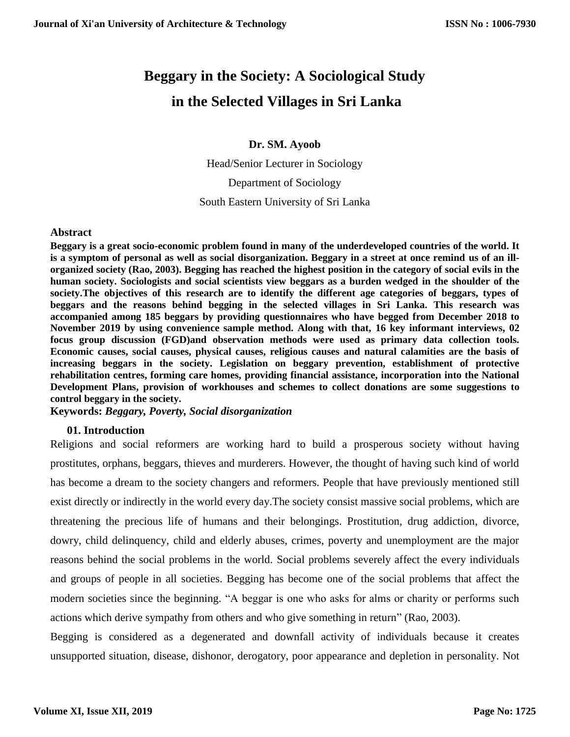# Beggary in the Society: A Sociological Study in the Selected Villages in Sri Lanka

**Dr. SM. Ayoob**

Head/Senior Lecturer in Sociology

Department of Sociology

South Eastern University of Sri Lanka

## Abstract

**Beggary is a great socio-economic problem found in many of the underdeveloped countries of the world. It is a symptom of personal as well as social disorganization. Beggary in a street at once remind us of an ill-organized society (Rao, 2003). Begging has reached the highest position in the category of social evils in the human society. Sociologists and social scientists view beggars as a burden wedged in the shoulder of the society.The objectives of this research are to identify the different age categories of beggars, types of beggars and the reasons behind begging in the selected villages in Sri Lanka. This research was accompanied among 185 beggars by providing questionnaires who have begged from December 2018 to November 2019 by using convenience sample method. Along with that, 16 key informant interviews, 02 focus group discussion (FGD)and observation methods were used as primary data collection tools. Economic causes, social causes, physical causes, religious causes and natural calamities are the basis of increasing beggars in the society. Legislation on beggary prevention, establishment of protective rehabilitation centres, forming care homes, providing financial assistance, incorporation into the National Development Plans, provision of workhouses and schemes to collect donations are some suggestions to control beggary in the society.**

**Keywords:** ***Beggary, Poverty, Social disorganization***

## 01. Introduction

Religions and social reformers are working hard to build a prosperous society without having prostitutes, orphans, beggars, thieves and murderers. However, the thought of having such kind of world has become a dream to the society changers and reformers. People that have previously mentioned still exist directly or indirectly in the world every day.The society consist massive social problems, which are threatening the precious life of humans and their belongings. Prostitution, drug addiction, divorce, dowry, child delinquency, child and elderly abuses, crimes, poverty and unemployment are the major reasons behind the social problems in the world. Social problems severely affect the every individuals and groups of people in all societies. Begging has become one of the social problems that affect the modern societies since the beginning. "A beggar is one who asks for alms or charity or performs such actions which derive sympathy from others and who give something in return" (Rao, 2003).

Begging is considered as a degenerated and downfall activity of individuals because it creates unsupported situation, disease, dishonor, derogatory, poor appearance and depletion in personality. Not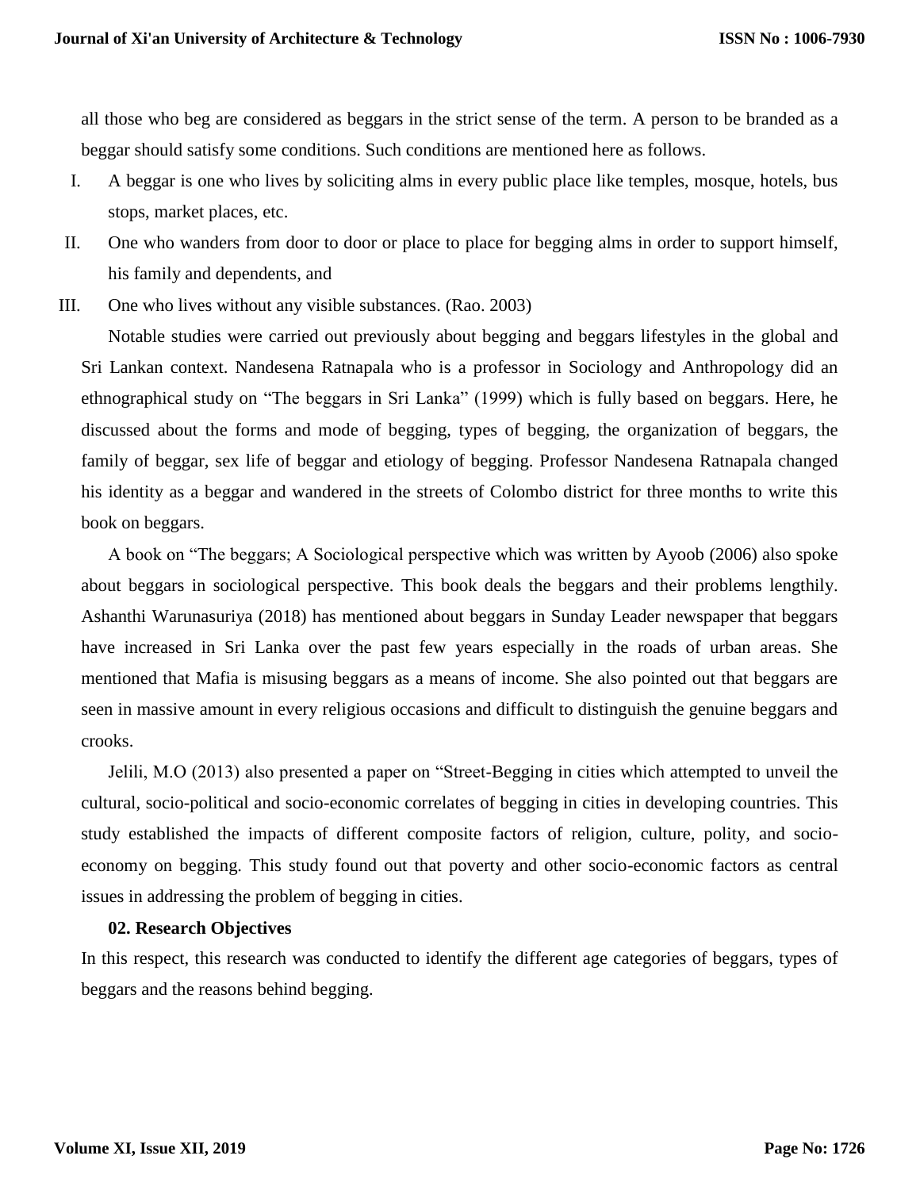all those who beg are considered as beggars in the strict sense of the term. A person to be branded as a beggar should satisfy some conditions. Such conditions are mentioned here as follows.

I. A beggar is one who lives by soliciting alms in every public place like temples, mosque, hotels, bus stops, market places, etc.

II. One who wanders from door to door or place to place for begging alms in order to support himself, his family and dependents, and

III. One who lives without any visible substances. (Rao. 2003)

Notable studies were carried out previously about begging and beggars lifestyles in the global and Sri Lankan context. Nandesena Ratnapala who is a professor in Sociology and Anthropology did an ethnographical study on “The beggars in Sri Lanka” (1999) which is fully based on beggars. Here, he discussed about the forms and mode of begging, types of begging, the organization of beggars, the family of beggar, sex life of beggar and etiology of begging. Professor Nandesena Ratnapala changed his identity as a beggar and wandered in the streets of Colombo district for three months to write this book on beggars.

A book on “The beggars; A Sociological perspective which was written by Ayoob (2006) also spoke about beggars in sociological perspective. This book deals the beggars and their problems lengthily. Ashanthi Warunasuriya (2018) has mentioned about beggars in Sunday Leader newspaper that beggars have increased in Sri Lanka over the past few years especially in the roads of urban areas. She mentioned that Mafia is misusing beggars as a means of income. She also pointed out that beggars are seen in massive amount in every religious occasions and difficult to distinguish the genuine beggars and crooks.

Jelili, M.O (2013) also presented a paper on “Street-Begging in cities which attempted to unveil the cultural, socio-political and socio-economic correlates of begging in cities in developing countries. This study established the impacts of different composite factors of religion, culture, polity, and socio-economy on begging. This study found out that poverty and other socio-economic factors as central issues in addressing the problem of begging in cities.

## 02. Research Objectives

In this respect, this research was conducted to identify the different age categories of beggars, types of beggars and the reasons behind begging.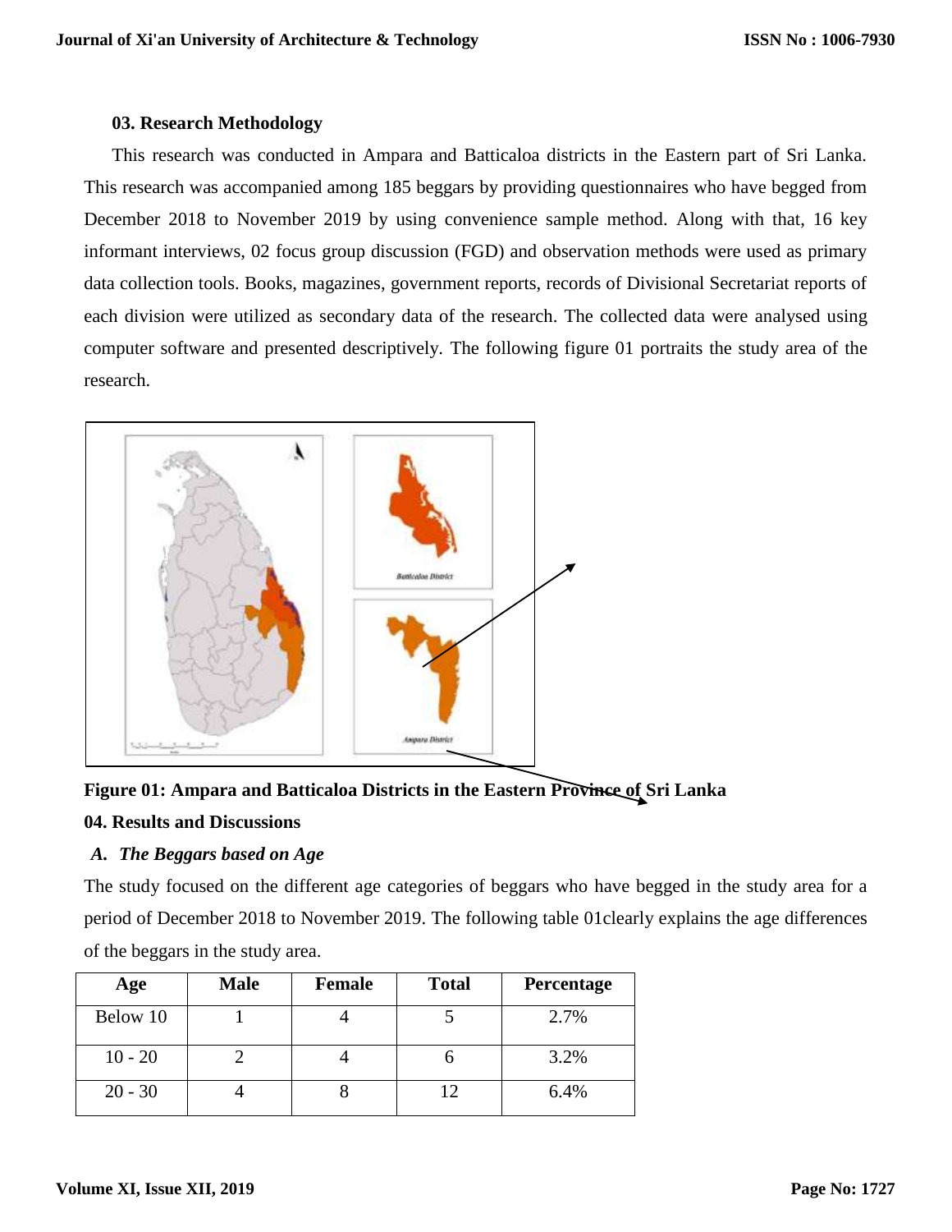### 03. Research Methodology

This research was conducted in Ampara and Batticaloa districts in the Eastern part of Sri Lanka. This research was accompanied among 185 beggars by providing questionnaires who have begged from December 2018 to November 2019 by using convenience sample method. Along with that, 16 key informant interviews, 02 focus group discussion (FGD) and observation methods were used as primary data collection tools. Books, magazines, government reports, records of Divisional Secretariat reports of each division were utilized as secondary data of the research. The collected data were analysed using computer software and presented descriptively. The following figure 01 portraits the study area of the research.

**Figure 01: Ampara and Batticaloa Districts in the Eastern Province of Sri Lanka**

### 04. Results and Discussions

#### *A. The Beggars based on Age*

The study focused on the different age categories of beggars who have begged in the study area for a period of December 2018 to November 2019. The following table 01clearly explains the age differences of the beggars in the study area.

| Age | Male | Female | Total | Percentage |
|---|---|---|---|---|
| Below 10 | 1 | 4 | 5 | 2.7% |
| 10 - 20 | 2 | 4 | 6 | 3.2% |
| 20 - 30 | 4 | 8 | 12 | 6.4% |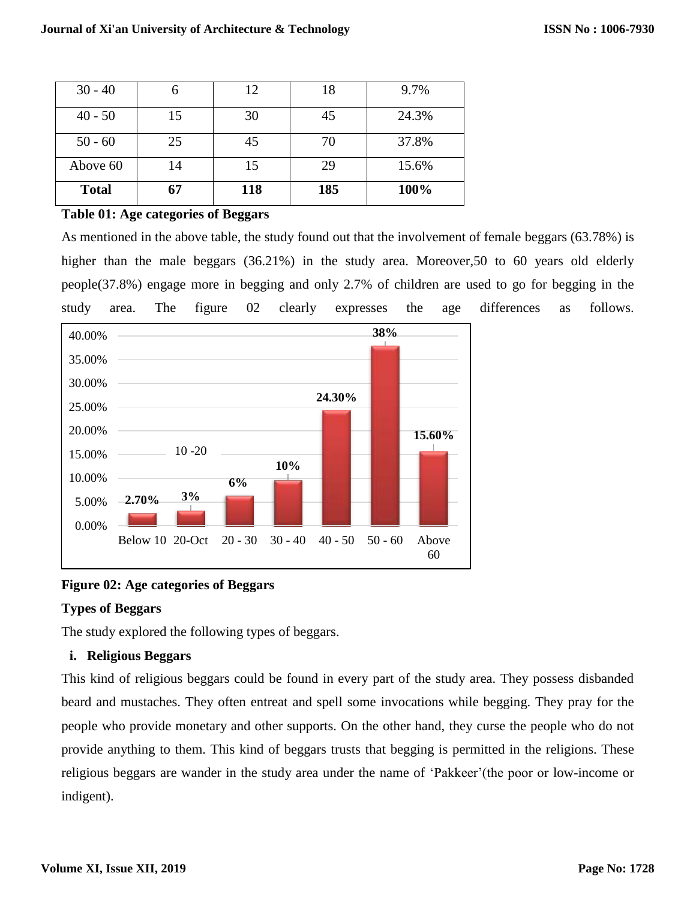| 30 - 40 | 6 | 12 | 18 | 9.7% |
|---|---|---|---|---|
| 40 - 50 | 15 | 30 | 45 | 24.3% |
| 50 - 60 | 25 | 45 | 70 | 37.8% |
| Above 60 | 14 | 15 | 29 | 15.6% |
| **Total** | **67** | **118** | **185** | **100%** |

**Table 01: Age categories of Beggars**

As mentioned in the above table, the study found out that the involvement of female beggars (63.78%) is higher than the male beggars (36.21%) in the study area. Moreover,50 to 60 years old elderly people(37.8%) engage more in begging and only 2.7% of children are used to go for begging in the study area. The figure 02 clearly expresses the age differences as follows.

**Figure 02: Age categories of Beggars**

**Types of Beggars**

The study explored the following types of beggars.

**i. Religious Beggars**

This kind of religious beggars could be found in every part of the study area. They possess disbanded beard and mustaches. They often entreat and spell some invocations while begging. They pray for the people who provide monetary and other supports. On the other hand, they curse the people who do not provide anything to them. This kind of beggars trusts that begging is permitted in the religions. These religious beggars are wander in the study area under the name of 'Pakkeer'(the poor or low-income or indigent).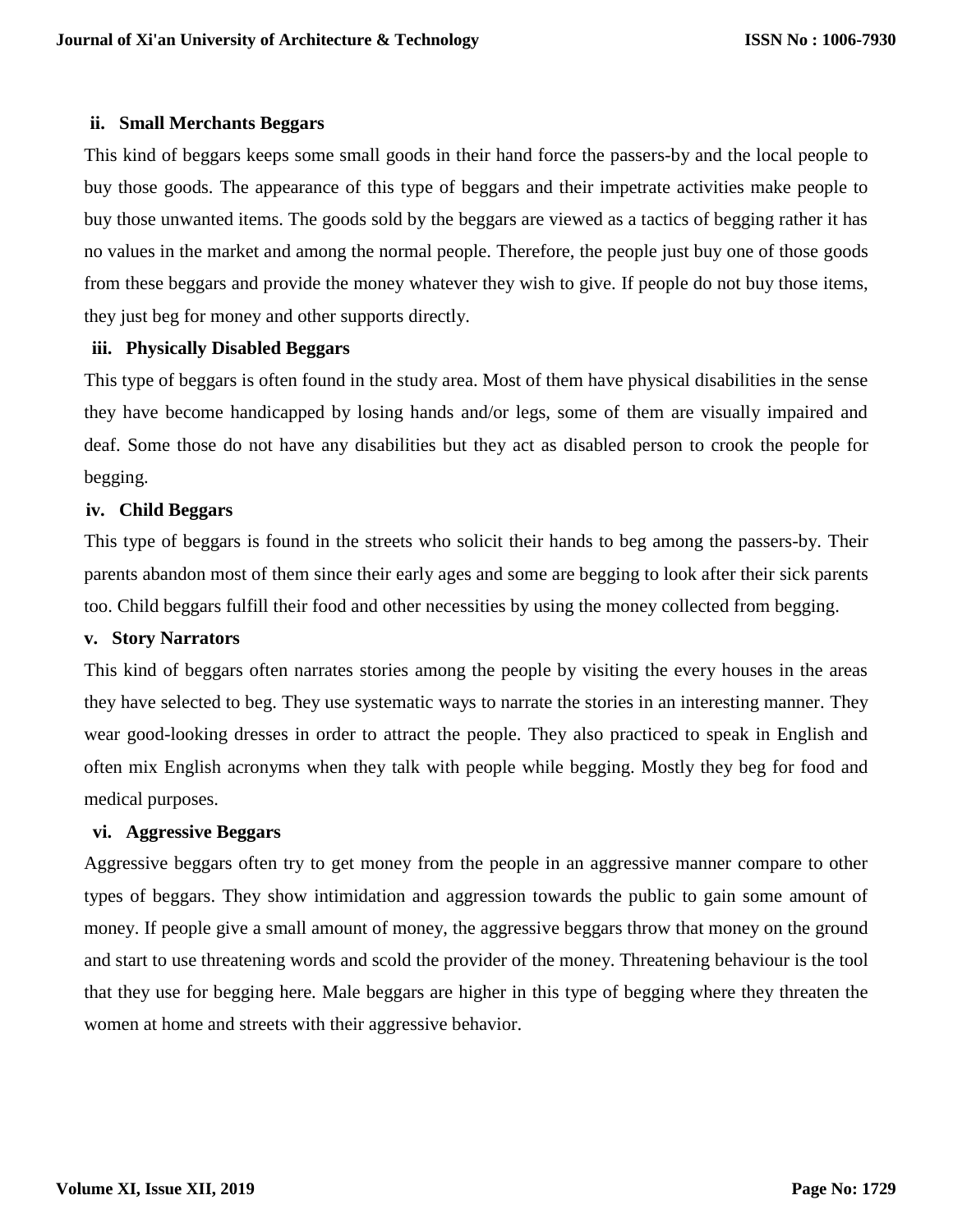#### ii. Small Merchants Beggars

This kind of beggars keeps some small goods in their hand force the passers-by and the local people to buy those goods. The appearance of this type of beggars and their impetrate activities make people to buy those unwanted items. The goods sold by the beggars are viewed as a tactics of begging rather it has no values in the market and among the normal people. Therefore, the people just buy one of those goods from these beggars and provide the money whatever they wish to give. If people do not buy those items, they just beg for money and other supports directly.

#### iii. Physically Disabled Beggars

This type of beggars is often found in the study area. Most of them have physical disabilities in the sense they have become handicapped by losing hands and/or legs, some of them are visually impaired and deaf. Some those do not have any disabilities but they act as disabled person to crook the people for begging.

#### iv. Child Beggars

This type of beggars is found in the streets who solicit their hands to beg among the passers-by. Their parents abandon most of them since their early ages and some are begging to look after their sick parents too. Child beggars fulfill their food and other necessities by using the money collected from begging.

#### v. Story Narrators

This kind of beggars often narrates stories among the people by visiting the every houses in the areas they have selected to beg. They use systematic ways to narrate the stories in an interesting manner. They wear good-looking dresses in order to attract the people. They also practiced to speak in English and often mix English acronyms when they talk with people while begging. Mostly they beg for food and medical purposes.

#### vi. Aggressive Beggars

Aggressive beggars often try to get money from the people in an aggressive manner compare to other types of beggars. They show intimidation and aggression towards the public to gain some amount of money. If people give a small amount of money, the aggressive beggars throw that money on the ground and start to use threatening words and scold the provider of the money. Threatening behaviour is the tool that they use for begging here. Male beggars are higher in this type of begging where they threaten the women at home and streets with their aggressive behavior.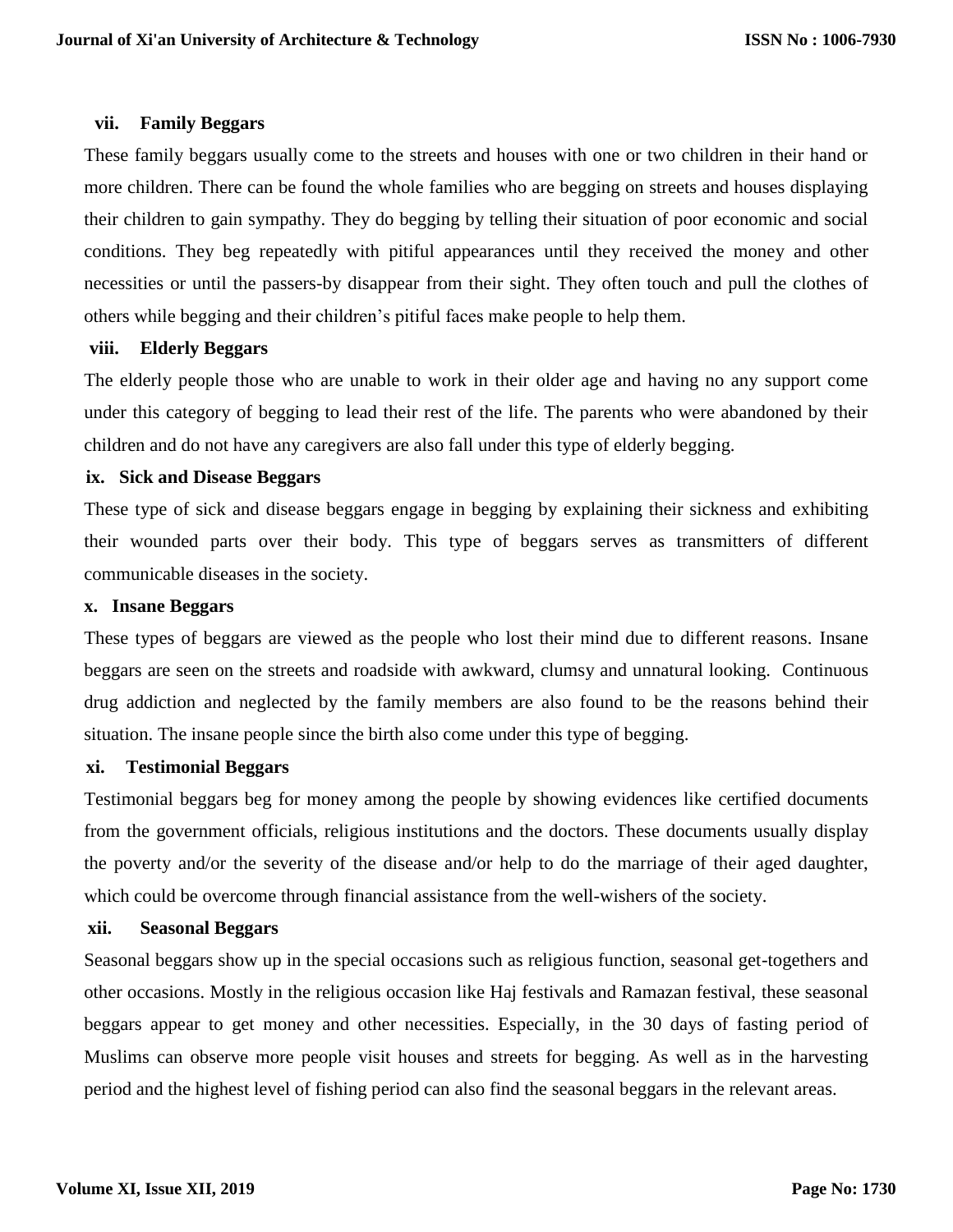### vii. Family Beggars

These family beggars usually come to the streets and houses with one or two children in their hand or more children. There can be found the whole families who are begging on streets and houses displaying their children to gain sympathy. They do begging by telling their situation of poor economic and social conditions. They beg repeatedly with pitiful appearances until they received the money and other necessities or until the passers-by disappear from their sight. They often touch and pull the clothes of others while begging and their children's pitiful faces make people to help them.

### viii. Elderly Beggars

The elderly people those who are unable to work in their older age and having no any support come under this category of begging to lead their rest of the life. The parents who were abandoned by their children and do not have any caregivers are also fall under this type of elderly begging.

### ix. Sick and Disease Beggars

These type of sick and disease beggars engage in begging by explaining their sickness and exhibiting their wounded parts over their body. This type of beggars serves as transmitters of different communicable diseases in the society.

### x. Insane Beggars

These types of beggars are viewed as the people who lost their mind due to different reasons. Insane beggars are seen on the streets and roadside with awkward, clumsy and unnatural looking. Continuous drug addiction and neglected by the family members are also found to be the reasons behind their situation. The insane people since the birth also come under this type of begging.

### xi. Testimonial Beggars

Testimonial beggars beg for money among the people by showing evidences like certified documents from the government officials, religious institutions and the doctors. These documents usually display the poverty and/or the severity of the disease and/or help to do the marriage of their aged daughter, which could be overcome through financial assistance from the well-wishers of the society.

### xii. Seasonal Beggars

Seasonal beggars show up in the special occasions such as religious function, seasonal get-togethers and other occasions. Mostly in the religious occasion like Haj festivals and Ramazan festival, these seasonal beggars appear to get money and other necessities. Especially, in the 30 days of fasting period of Muslims can observe more people visit houses and streets for begging. As well as in the harvesting period and the highest level of fishing period can also find the seasonal beggars in the relevant areas.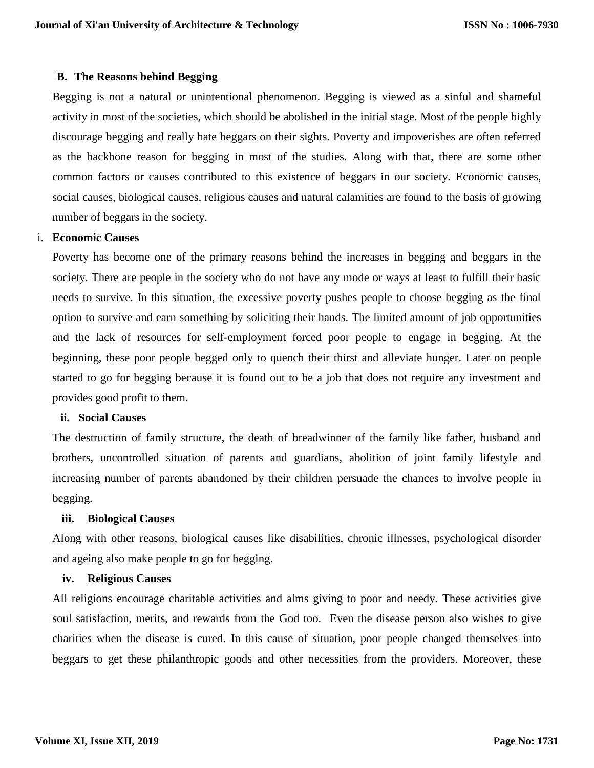### B. The Reasons behind Begging

Begging is not a natural or unintentional phenomenon. Begging is viewed as a sinful and shameful activity in most of the societies, which should be abolished in the initial stage. Most of the people highly discourage begging and really hate beggars on their sights. Poverty and impoverishes are often referred as the backbone reason for begging in most of the studies. Along with that, there are some other common factors or causes contributed to this existence of beggars in our society. Economic causes, social causes, biological causes, religious causes and natural calamities are found to the basis of growing number of beggars in the society.

#### i. Economic Causes

Poverty has become one of the primary reasons behind the increases in begging and beggars in the society. There are people in the society who do not have any mode or ways at least to fulfill their basic needs to survive. In this situation, the excessive poverty pushes people to choose begging as the final option to survive and earn something by soliciting their hands. The limited amount of job opportunities and the lack of resources for self-employment forced poor people to engage in begging. At the beginning, these poor people begged only to quench their thirst and alleviate hunger. Later on people started to go for begging because it is found out to be a job that does not require any investment and provides good profit to them.

#### ii. Social Causes

The destruction of family structure, the death of breadwinner of the family like father, husband and brothers, uncontrolled situation of parents and guardians, abolition of joint family lifestyle and increasing number of parents abandoned by their children persuade the chances to involve people in begging.

#### iii. Biological Causes

Along with other reasons, biological causes like disabilities, chronic illnesses, psychological disorder and ageing also make people to go for begging.

#### iv. Religious Causes

All religions encourage charitable activities and alms giving to poor and needy. These activities give soul satisfaction, merits, and rewards from the God too. Even the disease person also wishes to give charities when the disease is cured. In this cause of situation, poor people changed themselves into beggars to get these philanthropic goods and other necessities from the providers. Moreover, these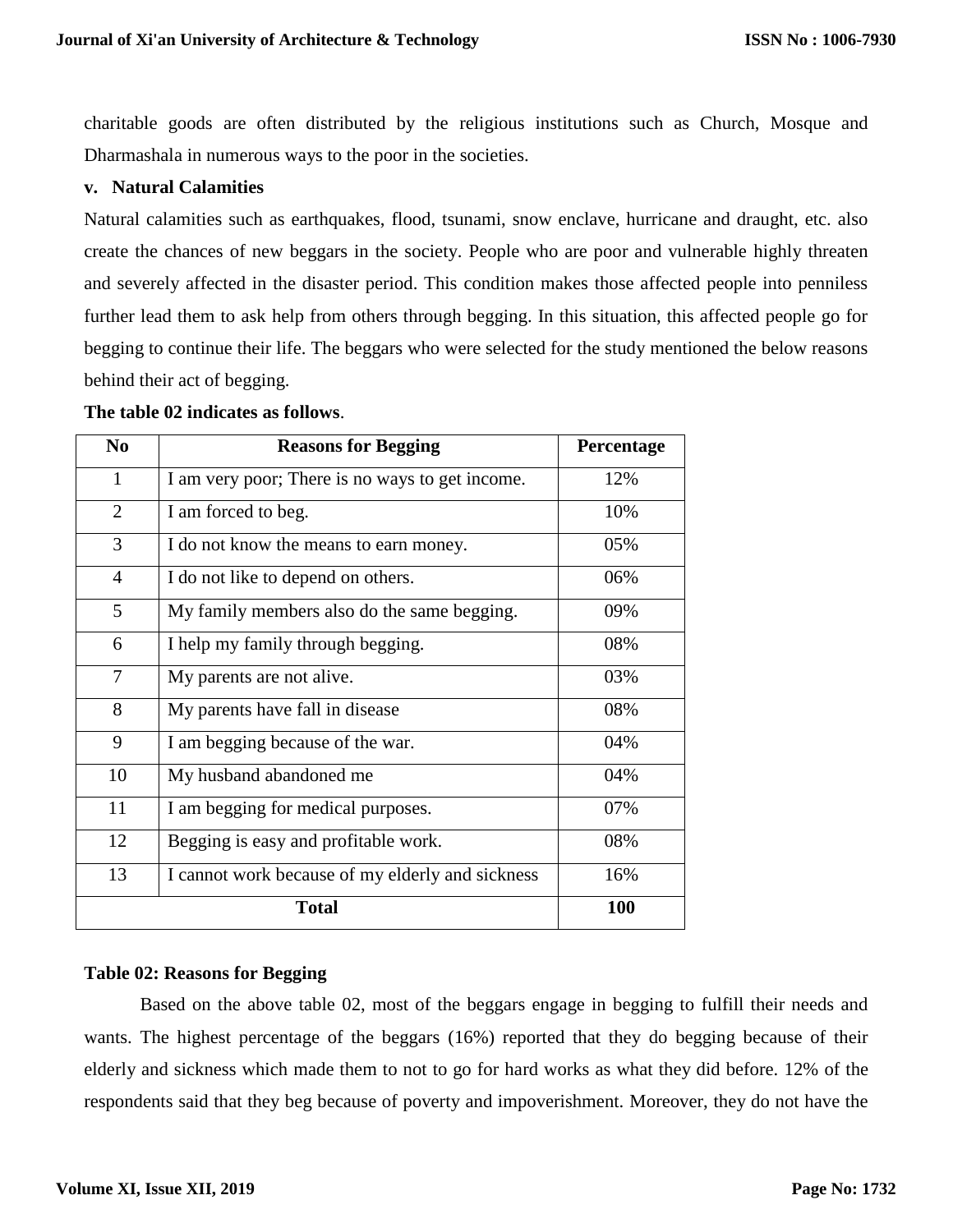charitable goods are often distributed by the religious institutions such as Church, Mosque and Dharmashala in numerous ways to the poor in the societies.

**v. Natural Calamities**

Natural calamities such as earthquakes, flood, tsunami, snow enclave, hurricane and draught, etc. also create the chances of new beggars in the society. People who are poor and vulnerable highly threaten and severely affected in the disaster period. This condition makes those affected people into penniless further lead them to ask help from others through begging. In this situation, this affected people go for begging to continue their life. The beggars who were selected for the study mentioned the below reasons behind their act of begging.

**The table 02 indicates as follows**.

| No | Reasons for Begging | Percentage |
|---|---|---|
| 1 | I am very poor; There is no ways to get income. | 12% |
| 2 | I am forced to beg. | 10% |
| 3 | I do not know the means to earn money. | 05% |
| 4 | I do not like to depend on others. | 06% |
| 5 | My family members also do the same begging. | 09% |
| 6 | I help my family through begging. | 08% |
| 7 | My parents are not alive. | 03% |
| 8 | My parents have fall in disease | 08% |
| 9 | I am begging because of the war. | 04% |
| 10 | My husband abandoned me | 04% |
| 11 | I am begging for medical purposes. | 07% |
| 12 | Begging is easy and profitable work. | 08% |
| 13 | I cannot work because of my elderly and sickness | 16% |
| **Total** | | **100** |

**Table 02: Reasons for Begging**

Based on the above table 02, most of the beggars engage in begging to fulfill their needs and wants. The highest percentage of the beggars (16%) reported that they do begging because of their elderly and sickness which made them to not to go for hard works as what they did before. 12% of the respondents said that they beg because of poverty and impoverishment. Moreover, they do not have the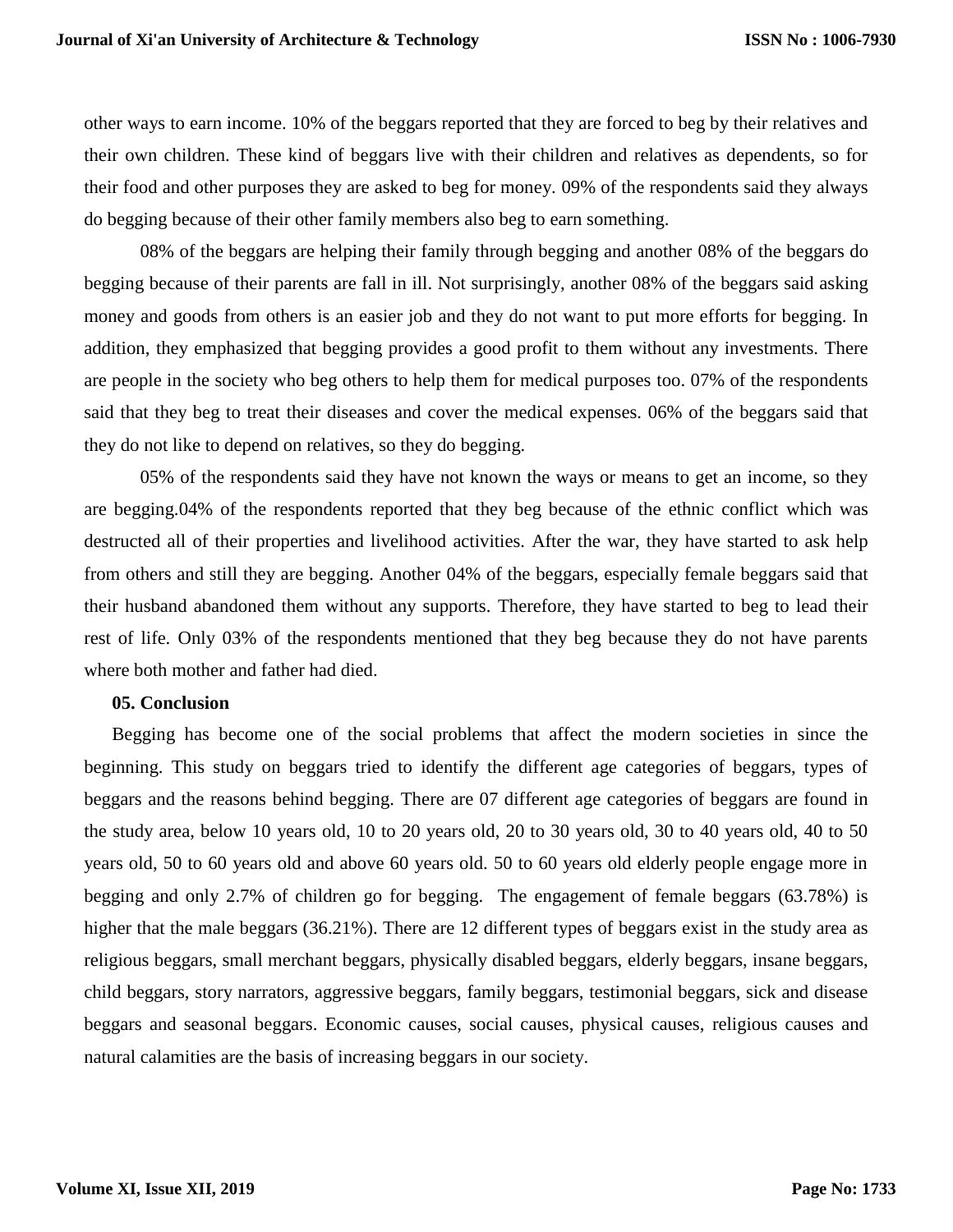other ways to earn income. 10% of the beggars reported that they are forced to beg by their relatives and their own children. These kind of beggars live with their children and relatives as dependents, so for their food and other purposes they are asked to beg for money. 09% of the respondents said they always do begging because of their other family members also beg to earn something.

08% of the beggars are helping their family through begging and another 08% of the beggars do begging because of their parents are fall in ill. Not surprisingly, another 08% of the beggars said asking money and goods from others is an easier job and they do not want to put more efforts for begging. In addition, they emphasized that begging provides a good profit to them without any investments. There are people in the society who beg others to help them for medical purposes too. 07% of the respondents said that they beg to treat their diseases and cover the medical expenses. 06% of the beggars said that they do not like to depend on relatives, so they do begging.

05% of the respondents said they have not known the ways or means to get an income, so they are begging.04% of the respondents reported that they beg because of the ethnic conflict which was destructed all of their properties and livelihood activities. After the war, they have started to ask help from others and still they are begging. Another 04% of the beggars, especially female beggars said that their husband abandoned them without any supports. Therefore, they have started to beg to lead their rest of life. Only 03% of the respondents mentioned that they beg because they do not have parents where both mother and father had died.

## 05. Conclusion

Begging has become one of the social problems that affect the modern societies in since the beginning. This study on beggars tried to identify the different age categories of beggars, types of beggars and the reasons behind begging. There are 07 different age categories of beggars are found in the study area, below 10 years old, 10 to 20 years old, 20 to 30 years old, 30 to 40 years old, 40 to 50 years old, 50 to 60 years old and above 60 years old. 50 to 60 years old elderly people engage more in begging and only 2.7% of children go for begging. The engagement of female beggars (63.78%) is higher that the male beggars (36.21%). There are 12 different types of beggars exist in the study area as religious beggars, small merchant beggars, physically disabled beggars, elderly beggars, insane beggars, child beggars, story narrators, aggressive beggars, family beggars, testimonial beggars, sick and disease beggars and seasonal beggars. Economic causes, social causes, physical causes, religious causes and natural calamities are the basis of increasing beggars in our society.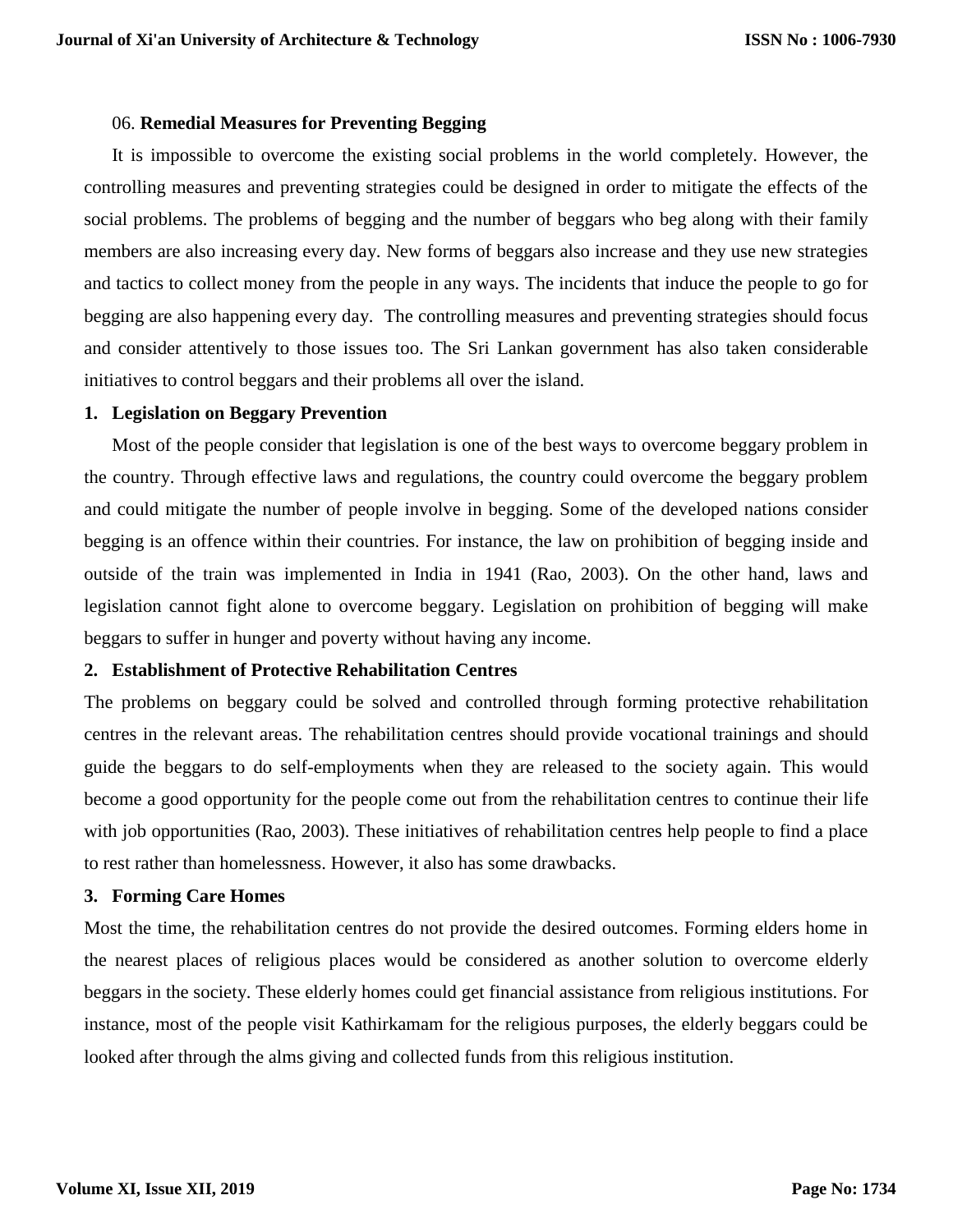06. **Remedial Measures for Preventing Begging**

It is impossible to overcome the existing social problems in the world completely. However, the controlling measures and preventing strategies could be designed in order to mitigate the effects of the social problems. The problems of begging and the number of beggars who beg along with their family members are also increasing every day. New forms of beggars also increase and they use new strategies and tactics to collect money from the people in any ways. The incidents that induce the people to go for begging are also happening every day. The controlling measures and preventing strategies should focus and consider attentively to those issues too. The Sri Lankan government has also taken considerable initiatives to control beggars and their problems all over the island.

**1. Legislation on Beggary Prevention**

Most of the people consider that legislation is one of the best ways to overcome beggary problem in the country. Through effective laws and regulations, the country could overcome the beggary problem and could mitigate the number of people involve in begging. Some of the developed nations consider begging is an offence within their countries. For instance, the law on prohibition of begging inside and outside of the train was implemented in India in 1941 (Rao, 2003). On the other hand, laws and legislation cannot fight alone to overcome beggary. Legislation on prohibition of begging will make beggars to suffer in hunger and poverty without having any income.

**2. Establishment of Protective Rehabilitation Centres**

The problems on beggary could be solved and controlled through forming protective rehabilitation centres in the relevant areas. The rehabilitation centres should provide vocational trainings and should guide the beggars to do self-employments when they are released to the society again. This would become a good opportunity for the people come out from the rehabilitation centres to continue their life with job opportunities (Rao, 2003). These initiatives of rehabilitation centres help people to find a place to rest rather than homelessness. However, it also has some drawbacks.

**3. Forming Care Homes**

Most the time, the rehabilitation centres do not provide the desired outcomes. Forming elders home in the nearest places of religious places would be considered as another solution to overcome elderly beggars in the society. These elderly homes could get financial assistance from religious institutions. For instance, most of the people visit Kathirkamam for the religious purposes, the elderly beggars could be looked after through the alms giving and collected funds from this religious institution.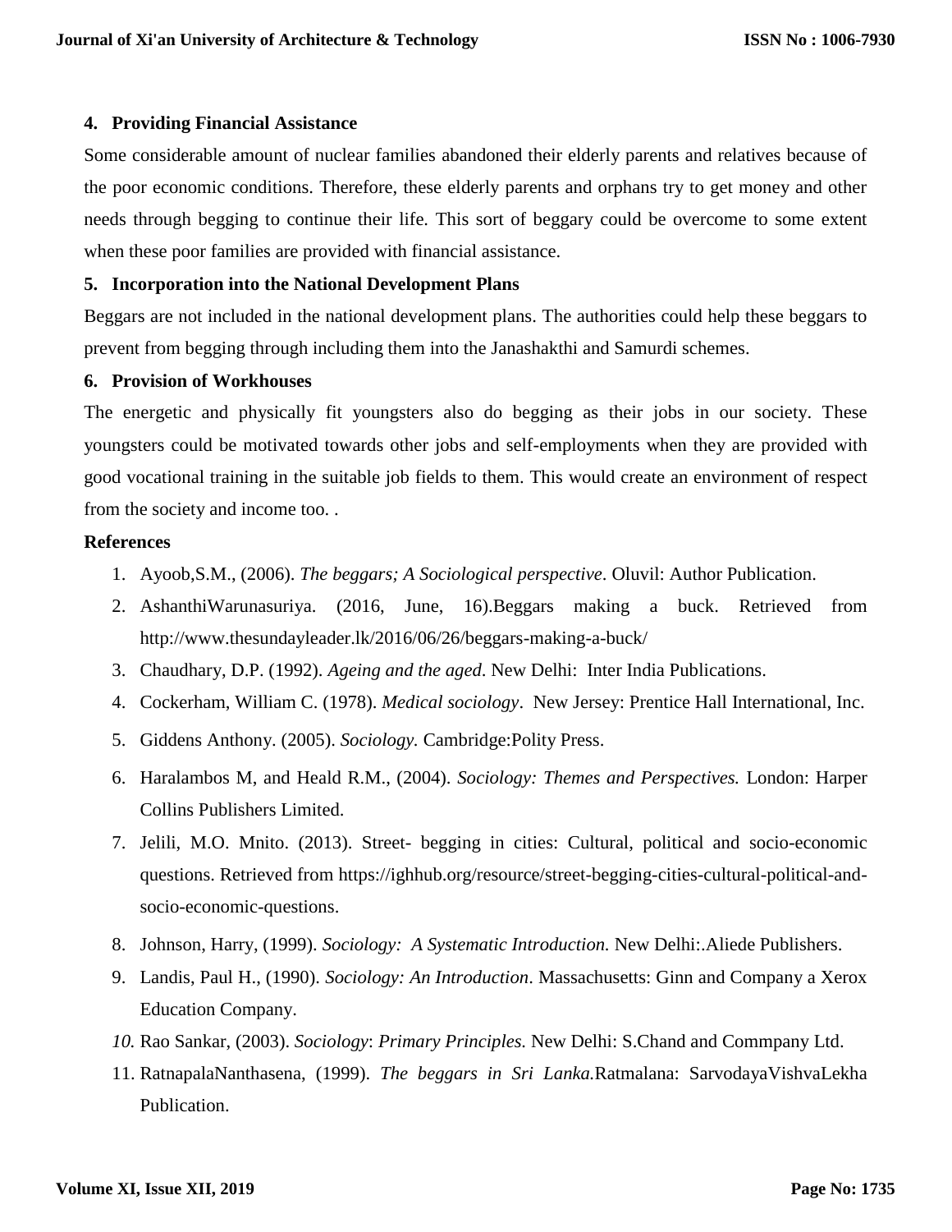### 4. Providing Financial Assistance

Some considerable amount of nuclear families abandoned their elderly parents and relatives because of the poor economic conditions. Therefore, these elderly parents and orphans try to get money and other needs through begging to continue their life. This sort of beggary could be overcome to some extent when these poor families are provided with financial assistance.

### 5. Incorporation into the National Development Plans

Beggars are not included in the national development plans. The authorities could help these beggars to prevent from begging through including them into the Janashakthi and Samurdi schemes.

### 6. Provision of Workhouses

The energetic and physically fit youngsters also do begging as their jobs in our society. These youngsters could be motivated towards other jobs and self-employments when they are provided with good vocational training in the suitable job fields to them. This would create an environment of respect from the society and income too. .

## References

1. Ayoob,S.M., (2006). *The beggars; A Sociological perspective*. Oluvil: Author Publication.
2. AshanthiWarunasuriya. (2016, June, 16).Beggars making a buck. Retrieved from http://www.thesundayleader.lk/2016/06/26/beggars-making-a-buck/
3. Chaudhary, D.P. (1992). *Ageing and the aged*. New Delhi: Inter India Publications.
4. Cockerham, William C. (1978). *Medical sociology*. New Jersey: Prentice Hall International, Inc.
5. Giddens Anthony. (2005). *Sociology.* Cambridge:Polity Press.
6. Haralambos M, and Heald R.M., (2004). *Sociology: Themes and Perspectives.* London: Harper Collins Publishers Limited.
7. Jelili, M.O. Mnito. (2013). Street- begging in cities: Cultural, political and socio-economic questions. Retrieved from https://ighhub.org/resource/street-begging-cities-cultural-political-and-socio-economic-questions.
8. Johnson, Harry, (1999). *Sociology: A Systematic Introduction.* New Delhi:.Aliede Publishers.
9. Landis, Paul H., (1990). *Sociology: An Introduction*. Massachusetts: Ginn and Company a Xerox Education Company.
10. Rao Sankar, (2003). *Sociology*: *Primary Principles.* New Delhi: S.Chand and Commpany Ltd.
11. RatnapalaNanthasena, (1999). *The beggars in Sri Lanka.*Ratmalana: SarvodayaVishvaLekha Publication.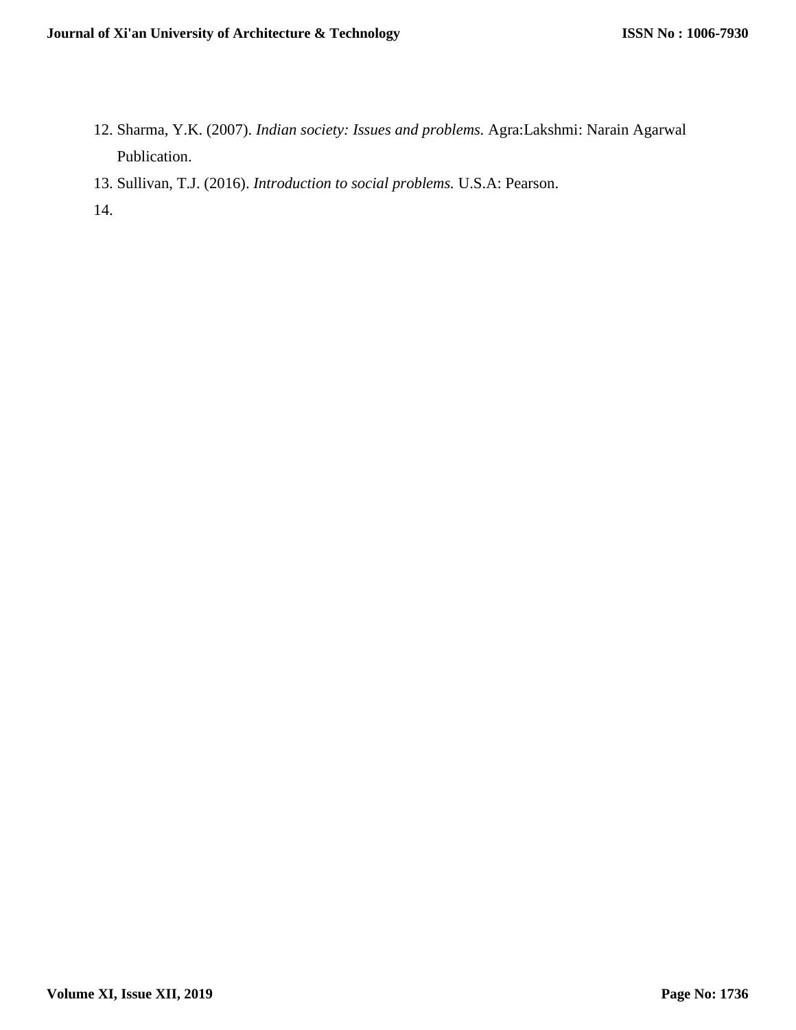12. Sharma, Y.K. (2007). *Indian society: Issues and problems.* Agra:Lakshmi: Narain Agarwal Publication.
13. Sullivan, T.J. (2016). *Introduction to social problems.* U.S.A: Pearson.
14.